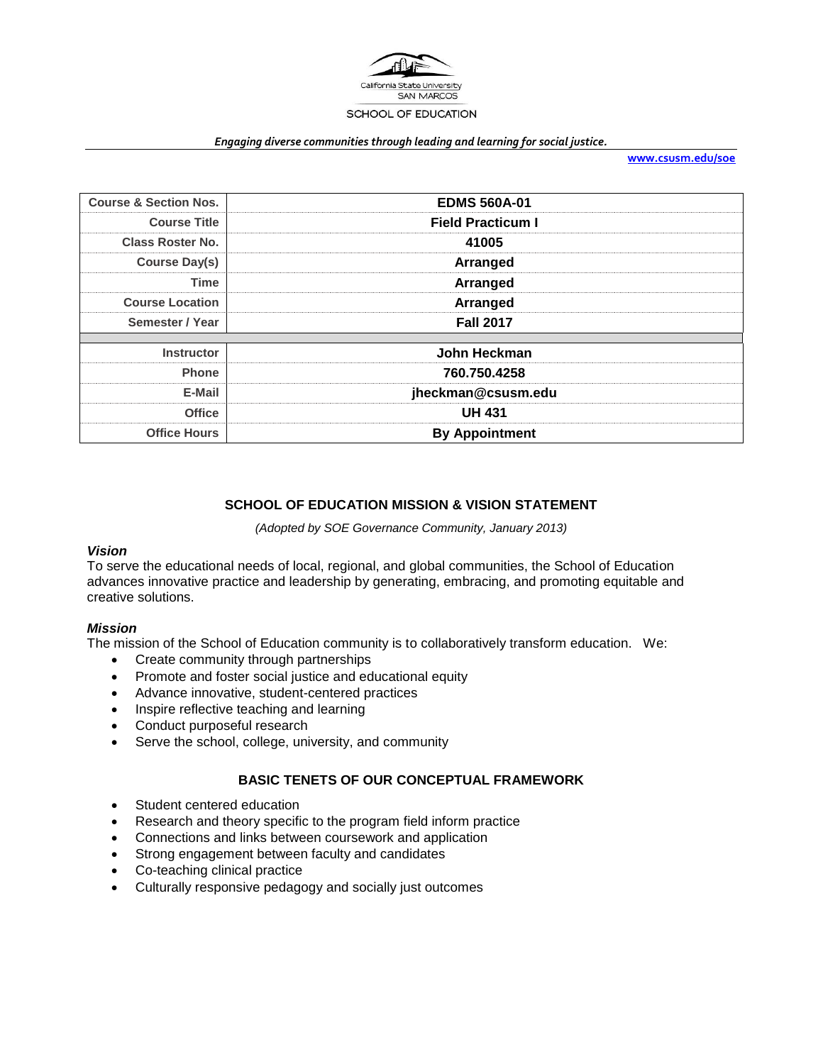California State University SAN MARCOS

SCHOOL OF EDUCATION

***Engaging diverse communities through leading and learning for social justice.***

**www.csusm.edu/soe**

| **Course & Section Nos.** | **EDMS 560A-01** |
|---|---|
| **Course Title** | **Field Practicum I** |
| **Class Roster No.** | **41005** |
| **Course Day(s)** | **Arranged** |
| **Time** | **Arranged** |
| **Course Location** | **Arranged** |
| **Semester / Year** | **Fall 2017** |
| | |
| **Instructor** | **John Heckman** |
| **Phone** | **760.750.4258** |
| **E-Mail** | **jheckman@csusm.edu** |
| **Office** | **UH 431** |
| **Office Hours** | **By Appointment** |

## SCHOOL OF EDUCATION MISSION & VISION STATEMENT

*(Adopted by SOE Governance Community, January 2013)*

### *Vision*

To serve the educational needs of local, regional, and global communities, the School of Education advances innovative practice and leadership by generating, embracing, and promoting equitable and creative solutions.

### *Mission*

The mission of the School of Education community is to collaboratively transform education. We:

- Create community through partnerships
- Promote and foster social justice and educational equity
- Advance innovative, student-centered practices
- Inspire reflective teaching and learning
- Conduct purposeful research
- Serve the school, college, university, and community

## BASIC TENETS OF OUR CONCEPTUAL FRAMEWORK

- Student centered education
- Research and theory specific to the program field inform practice
- Connections and links between coursework and application
- Strong engagement between faculty and candidates
- Co-teaching clinical practice
- Culturally responsive pedagogy and socially just outcomes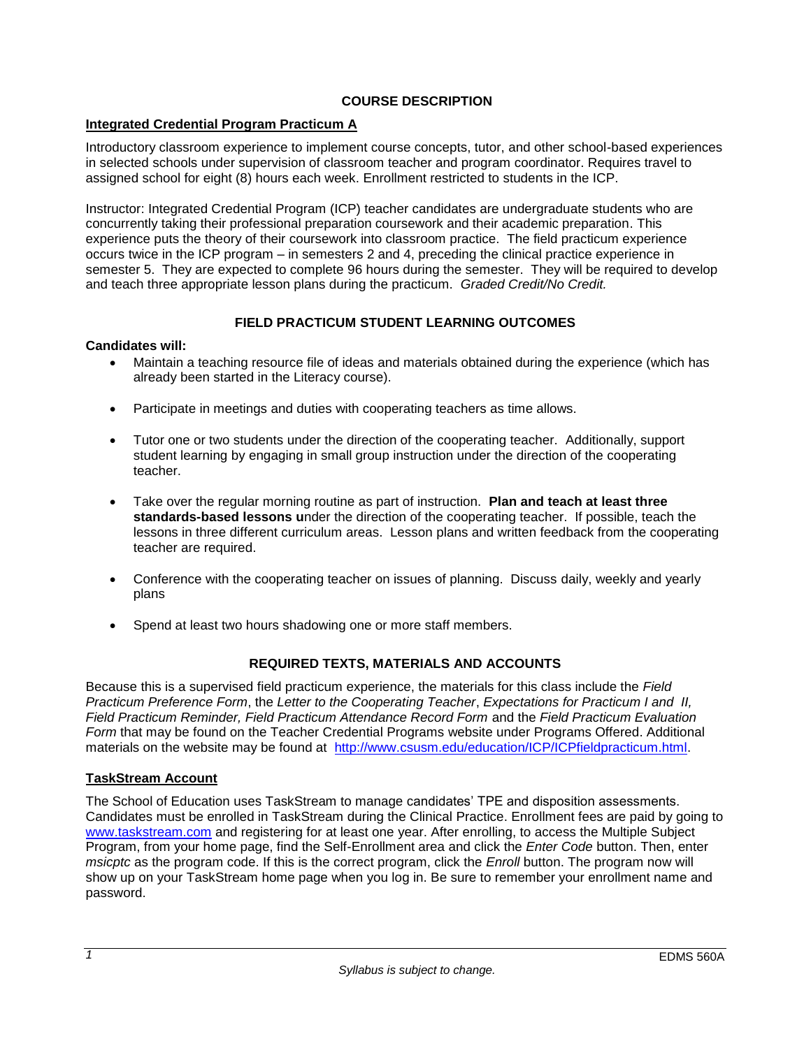## COURSE DESCRIPTION

**Integrated Credential Program Practicum A**

Introductory classroom experience to implement course concepts, tutor, and other school-based experiences in selected schools under supervision of classroom teacher and program coordinator. Requires travel to assigned school for eight (8) hours each week. Enrollment restricted to students in the ICP.

Instructor: Integrated Credential Program (ICP) teacher candidates are undergraduate students who are concurrently taking their professional preparation coursework and their academic preparation. This experience puts the theory of their coursework into classroom practice. The field practicum experience occurs twice in the ICP program – in semesters 2 and 4, preceding the clinical practice experience in semester 5. They are expected to complete 96 hours during the semester. They will be required to develop and teach three appropriate lesson plans during the practicum. *Graded Credit/No Credit.*

## FIELD PRACTICUM STUDENT LEARNING OUTCOMES

**Candidates will:**

- Maintain a teaching resource file of ideas and materials obtained during the experience (which has already been started in the Literacy course).
- Participate in meetings and duties with cooperating teachers as time allows.
- Tutor one or two students under the direction of the cooperating teacher. Additionally, support student learning by engaging in small group instruction under the direction of the cooperating teacher.
- Take over the regular morning routine as part of instruction. **Plan and teach at least three standards-based lessons u**nder the direction of the cooperating teacher. If possible, teach the lessons in three different curriculum areas. Lesson plans and written feedback from the cooperating teacher are required.
- Conference with the cooperating teacher on issues of planning. Discuss daily, weekly and yearly plans
- Spend at least two hours shadowing one or more staff members.

## REQUIRED TEXTS, MATERIALS AND ACCOUNTS

Because this is a supervised field practicum experience, the materials for this class include the *Field Practicum Preference Form*, the *Letter to the Cooperating Teacher*, *Expectations for Practicum I and II, Field Practicum Reminder, Field Practicum Attendance Record Form* and the *Field Practicum Evaluation Form* that may be found on the Teacher Credential Programs website under Programs Offered. Additional materials on the website may be found at http://www.csusm.edu/education/ICP/ICPfieldpracticum.html.

**TaskStream Account**

The School of Education uses TaskStream to manage candidates' TPE and disposition assessments. Candidates must be enrolled in TaskStream during the Clinical Practice. Enrollment fees are paid by going to www.taskstream.com and registering for at least one year. After enrolling, to access the Multiple Subject Program, from your home page, find the Self-Enrollment area and click the *Enter Code* button. Then, enter *msicptc* as the program code. If this is the correct program, click the *Enroll* button. The program now will show up on your TaskStream home page when you log in. Be sure to remember your enrollment name and password.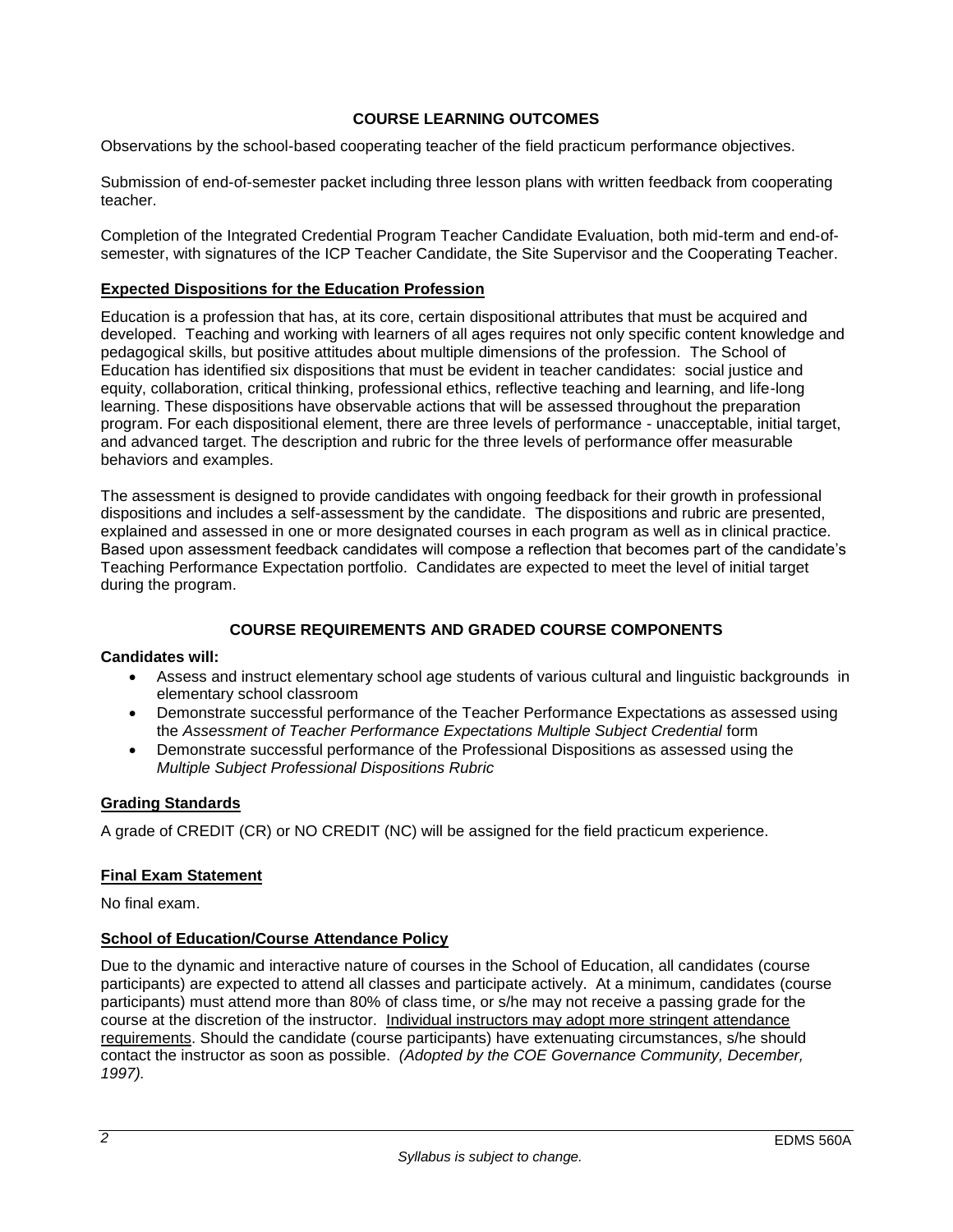## COURSE LEARNING OUTCOMES

Observations by the school-based cooperating teacher of the field practicum performance objectives.

Submission of end-of-semester packet including three lesson plans with written feedback from cooperating teacher.

Completion of the Integrated Credential Program Teacher Candidate Evaluation, both mid-term and end-of-semester, with signatures of the ICP Teacher Candidate, the Site Supervisor and the Cooperating Teacher.

### Expected Dispositions for the Education Profession

Education is a profession that has, at its core, certain dispositional attributes that must be acquired and developed. Teaching and working with learners of all ages requires not only specific content knowledge and pedagogical skills, but positive attitudes about multiple dimensions of the profession. The School of Education has identified six dispositions that must be evident in teacher candidates: social justice and equity, collaboration, critical thinking, professional ethics, reflective teaching and learning, and life-long learning. These dispositions have observable actions that will be assessed throughout the preparation program. For each dispositional element, there are three levels of performance - unacceptable, initial target, and advanced target. The description and rubric for the three levels of performance offer measurable behaviors and examples.

The assessment is designed to provide candidates with ongoing feedback for their growth in professional dispositions and includes a self-assessment by the candidate. The dispositions and rubric are presented, explained and assessed in one or more designated courses in each program as well as in clinical practice. Based upon assessment feedback candidates will compose a reflection that becomes part of the candidate's Teaching Performance Expectation portfolio. Candidates are expected to meet the level of initial target during the program.

## COURSE REQUIREMENTS AND GRADED COURSE COMPONENTS

**Candidates will:**

- Assess and instruct elementary school age students of various cultural and linguistic backgrounds in elementary school classroom
- Demonstrate successful performance of the Teacher Performance Expectations as assessed using the *Assessment of Teacher Performance Expectations Multiple Subject Credential* form
- Demonstrate successful performance of the Professional Dispositions as assessed using the *Multiple Subject Professional Dispositions Rubric*

### Grading Standards

A grade of CREDIT (CR) or NO CREDIT (NC) will be assigned for the field practicum experience.

### Final Exam Statement

No final exam.

### School of Education/Course Attendance Policy

Due to the dynamic and interactive nature of courses in the School of Education, all candidates (course participants) are expected to attend all classes and participate actively. At a minimum, candidates (course participants) must attend more than 80% of class time, or s/he may not receive a passing grade for the course at the discretion of the instructor. Individual instructors may adopt more stringent attendance requirements. Should the candidate (course participants) have extenuating circumstances, s/he should contact the instructor as soon as possible. *(Adopted by the COE Governance Community, December, 1997).*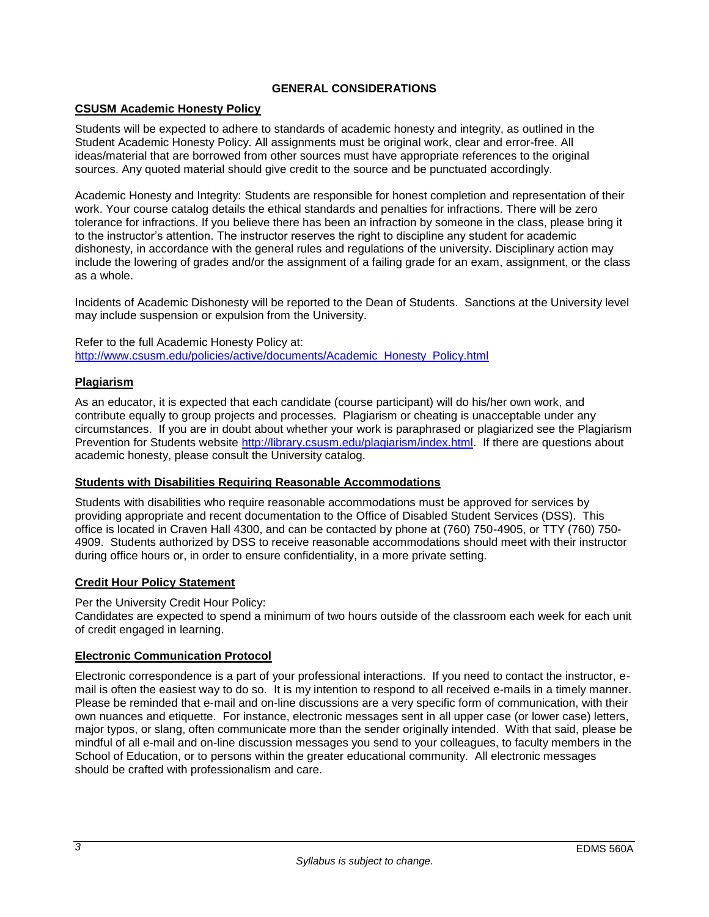## GENERAL CONSIDERATIONS

### CSUSM Academic Honesty Policy

Students will be expected to adhere to standards of academic honesty and integrity, as outlined in the Student Academic Honesty Policy. All assignments must be original work, clear and error-free. All ideas/material that are borrowed from other sources must have appropriate references to the original sources. Any quoted material should give credit to the source and be punctuated accordingly.

Academic Honesty and Integrity: Students are responsible for honest completion and representation of their work. Your course catalog details the ethical standards and penalties for infractions. There will be zero tolerance for infractions. If you believe there has been an infraction by someone in the class, please bring it to the instructor's attention. The instructor reserves the right to discipline any student for academic dishonesty, in accordance with the general rules and regulations of the university. Disciplinary action may include the lowering of grades and/or the assignment of a failing grade for an exam, assignment, or the class as a whole.

Incidents of Academic Dishonesty will be reported to the Dean of Students. Sanctions at the University level may include suspension or expulsion from the University.

Refer to the full Academic Honesty Policy at:
http://www.csusm.edu/policies/active/documents/Academic_Honesty_Policy.html

### Plagiarism

As an educator, it is expected that each candidate (course participant) will do his/her own work, and contribute equally to group projects and processes. Plagiarism or cheating is unacceptable under any circumstances. If you are in doubt about whether your work is paraphrased or plagiarized see the Plagiarism Prevention for Students website http://library.csusm.edu/plagiarism/index.html. If there are questions about academic honesty, please consult the University catalog.

### Students with Disabilities Requiring Reasonable Accommodations

Students with disabilities who require reasonable accommodations must be approved for services by providing appropriate and recent documentation to the Office of Disabled Student Services (DSS). This office is located in Craven Hall 4300, and can be contacted by phone at (760) 750-4905, or TTY (760) 750-4909. Students authorized by DSS to receive reasonable accommodations should meet with their instructor during office hours or, in order to ensure confidentiality, in a more private setting.

### Credit Hour Policy Statement

Per the University Credit Hour Policy:
Candidates are expected to spend a minimum of two hours outside of the classroom each week for each unit of credit engaged in learning.

### Electronic Communication Protocol

Electronic correspondence is a part of your professional interactions. If you need to contact the instructor, e-mail is often the easiest way to do so. It is my intention to respond to all received e-mails in a timely manner. Please be reminded that e-mail and on-line discussions are a very specific form of communication, with their own nuances and etiquette. For instance, electronic messages sent in all upper case (or lower case) letters, major typos, or slang, often communicate more than the sender originally intended. With that said, please be mindful of all e-mail and on-line discussion messages you send to your colleagues, to faculty members in the School of Education, or to persons within the greater educational community. All electronic messages should be crafted with professionalism and care.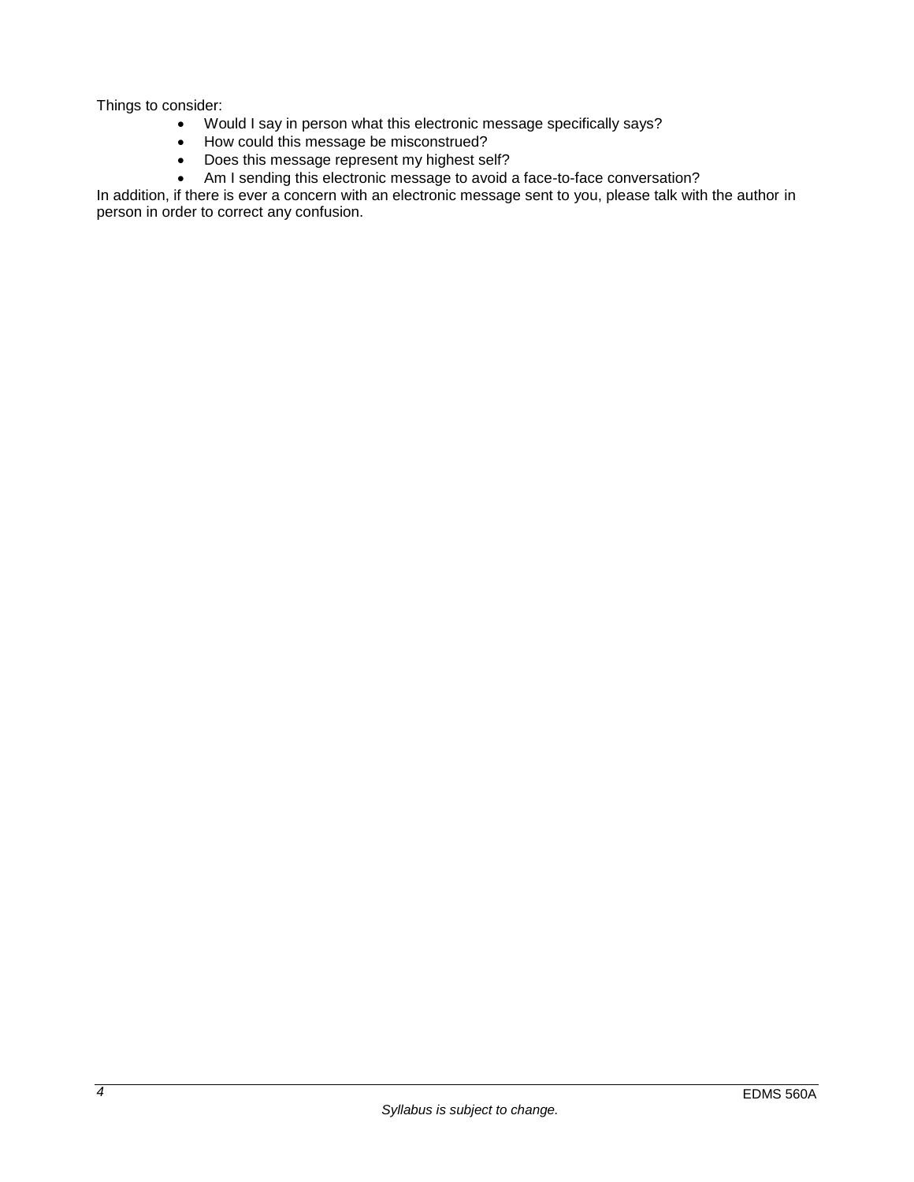Things to consider:

- Would I say in person what this electronic message specifically says?
- How could this message be misconstrued?
- Does this message represent my highest self?
- Am I sending this electronic message to avoid a face-to-face conversation?

In addition, if there is ever a concern with an electronic message sent to you, please talk with the author in person in order to correct any confusion.